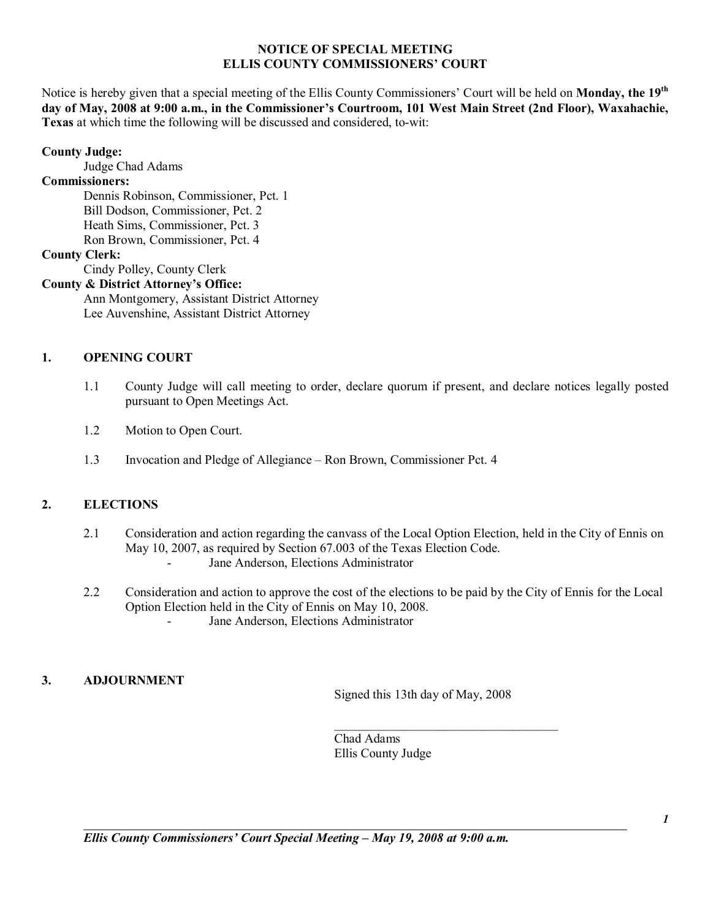**NOTICE OF SPECIAL MEETING**
**ELLIS COUNTY COMMISSIONERS' COURT**

Notice is hereby given that a special meeting of the Ellis County Commissioners' Court will be held on **Monday, the 19th day of May, 2008 at 9:00 a.m., in the Commissioner's Courtroom, 101 West Main Street (2nd Floor), Waxahachie, Texas** at which time the following will be discussed and considered, to-wit:

**County Judge:**
Judge Chad Adams

**Commissioners:**
Dennis Robinson, Commissioner, Pct. 1
Bill Dodson, Commissioner, Pct. 2
Heath Sims, Commissioner, Pct. 3
Ron Brown, Commissioner, Pct. 4

**County Clerk:**
Cindy Polley, County Clerk

**County & District Attorney's Office:**
Ann Montgomery, Assistant District Attorney
Lee Auvenshine, Assistant District Attorney

## 1. OPENING COURT

1.1 County Judge will call meeting to order, declare quorum if present, and declare notices legally posted pursuant to Open Meetings Act.

1.2 Motion to Open Court.

1.3 Invocation and Pledge of Allegiance – Ron Brown, Commissioner Pct. 4

## 2. ELECTIONS

2.1 Consideration and action regarding the canvass of the Local Option Election, held in the City of Ennis on May 10, 2007, as required by Section 67.003 of the Texas Election Code.
- Jane Anderson, Elections Administrator

2.2 Consideration and action to approve the cost of the elections to be paid by the City of Ennis for the Local Option Election held in the City of Ennis on May 10, 2008.
- Jane Anderson, Elections Administrator

## 3. ADJOURNMENT

Signed this 13th day of May, 2008

\_\_\_\_\_\_\_\_\_\_\_\_\_\_\_\_\_\_\_\_\_\_\_\_\_\_\_\_\_\_\_\_\_\_\_\_

Chad Adams
Ellis County Judge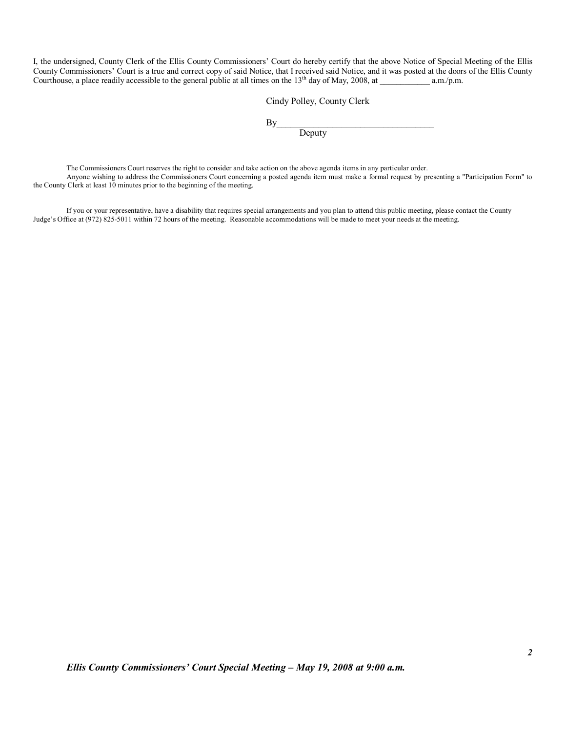I, the undersigned, County Clerk of the Ellis County Commissioners' Court do hereby certify that the above Notice of Special Meeting of the Ellis County Commissioners' Court is a true and correct copy of said Notice, that I received said Notice, and it was posted at the doors of the Ellis County Courthouse, a place readily accessible to the general public at all times on the 13th day of May, 2008, at ____________ a.m./p.m.

Cindy Polley, County Clerk

By___________________________________
Deputy

The Commissioners Court reserves the right to consider and take action on the above agenda items in any particular order.

Anyone wishing to address the Commissioners Court concerning a posted agenda item must make a formal request by presenting a "Participation Form" to the County Clerk at least 10 minutes prior to the beginning of the meeting.

If you or your representative, have a disability that requires special arrangements and you plan to attend this public meeting, please contact the County Judge's Office at (972) 825-5011 within 72 hours of the meeting. Reasonable accommodations will be made to meet your needs at the meeting.